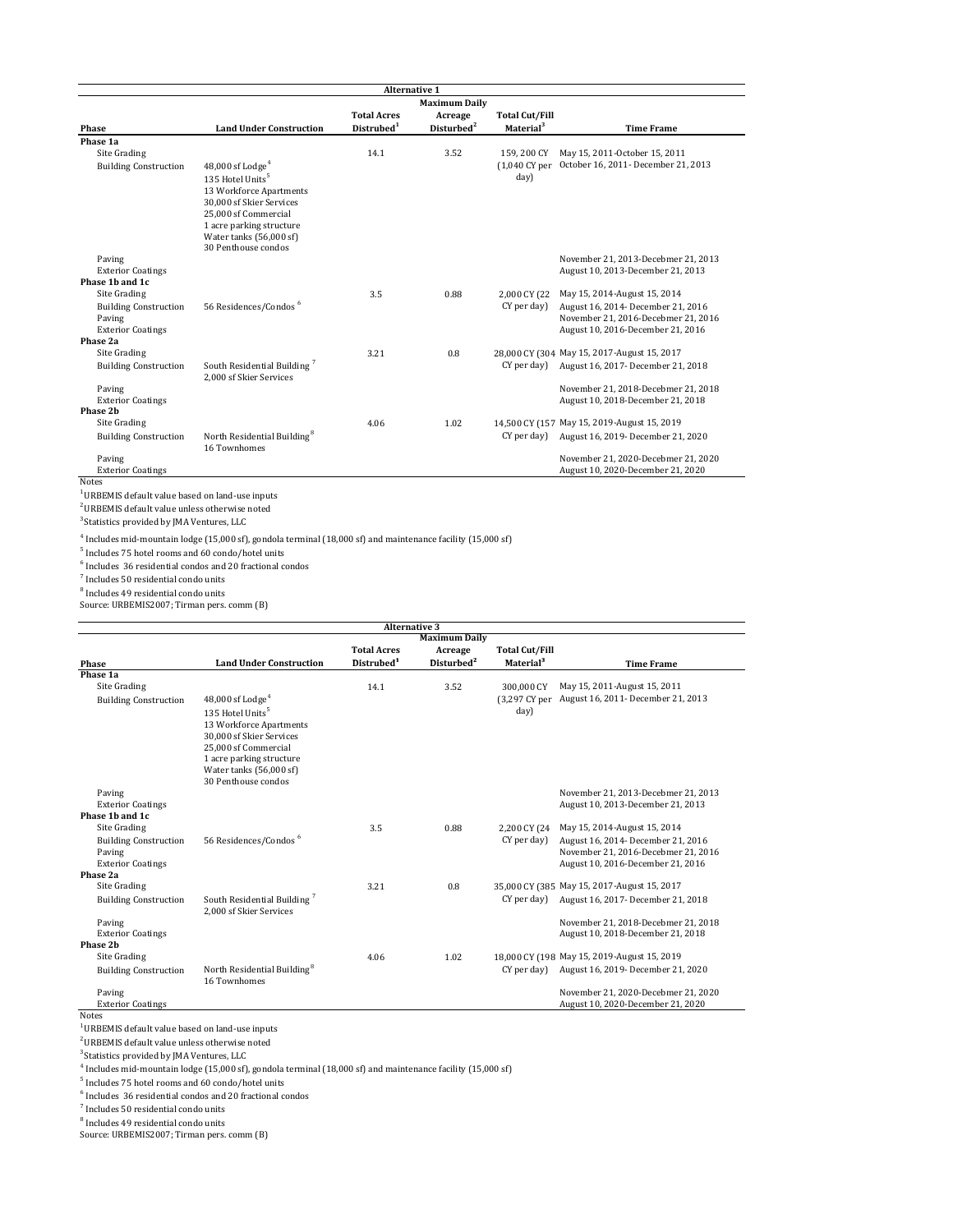**Alternative 1**

| Phase | Land Under Construction | Total Acres Distrubed[1] | Maximum Daily Acreage Disturbed[2] | Total Cut/Fill Material[3] | Time Frame |
|---|---|---|---|---|---|
| **Phase 1a** | | | | | |
| Site Grading | | 14.1 | 3.52 | 159, 200 CY (1,040 CY per day) | May 15, 2011-October 15, 2011 |
| Building Construction | 48,000 sf Lodge[4]<br>135 Hotel Units[5]<br>13 Workforce Apartments<br>30,000 sf Skier Services<br>25,000 sf Commercial<br>1 acre parking structure<br>Water tanks (56,000 sf)<br>30 Penthouse condos | | | | October 16, 2011- December 21, 2013 |
| Paving | | | | | November 21, 2013-Decebmer 21, 2013 |
| Exterior Coatings | | | | | August 10, 2013-December 21, 2013 |
| **Phase 1b and 1c** | | | | | |
| Site Grading | | 3.5 | 0.88 | 2,000 CY (22 CY per day) | May 15, 2014-August 15, 2014 |
| Building Construction | 56 Residences/Condos[6] | | | | August 16, 2014- December 21, 2016 |
| Paving | | | | | November 21, 2016-Decebmer 21, 2016 |
| Exterior Coatings | | | | | August 10, 2016-December 21, 2016 |
| **Phase 2a** | | | | | |
| Site Grading | | 3.21 | 0.8 | 28,000 CY (304 CY per day) | May 15, 2017-August 15, 2017 |
| Building Construction | South Residential Building[7]<br>2,000 sf Skier Services | | | | August 16, 2017- December 21, 2018 |
| Paving | | | | | November 21, 2018-Decebmer 21, 2018 |
| Exterior Coatings | | | | | August 10, 2018-December 21, 2018 |
| **Phase 2b** | | | | | |
| Site Grading | | 4.06 | 1.02 | 14,500 CY (157 CY per day) | May 15, 2019-August 15, 2019 |
| Building Construction | North Residential Building[8]<br>16 Townhomes | | | | August 16, 2019- December 21, 2020 |
| Paving | | | | | November 21, 2020-Decebmer 21, 2020 |
| Exterior Coatings | | | | | August 10, 2020-December 21, 2020 |

Notes

[1]URBEMIS default value based on land-use inputs

[2]URBEMIS default value unless otherwise noted

[3]Statistics provided by JMA Ventures, LLC

[4] Includes mid-mountain lodge (15,000 sf), gondola terminal (18,000 sf) and maintenance facility (15,000 sf)

[5] Includes 75 hotel rooms and 60 condo/hotel units

[6] Includes 36 residential condos and 20 fractional condos

[7] Includes 50 residential condo units

[8] Includes 49 residential condo units

Source: URBEMIS2007; Tirman pers. comm (B)

**Alternative 3**

| Phase | Land Under Construction | Total Acres Distrubed[1] | Maximum Daily Acreage Disturbed[2] | Total Cut/Fill Material[3] | Time Frame |
|---|---|---|---|---|---|
| **Phase 1a** | | | | | |
| Site Grading | | 14.1 | 3.52 | 300,000 CY (3,297 CY per day) | May 15, 2011-August 15, 2011 |
| Building Construction | 48,000 sf Lodge[4]<br>135 Hotel Units[5]<br>13 Workforce Apartments<br>30,000 sf Skier Services<br>25,000 sf Commercial<br>1 acre parking structure<br>Water tanks (56,000 sf)<br>30 Penthouse condos | | | | August 16, 2011- December 21, 2013 |
| Paving | | | | | November 21, 2013-Decebmer 21, 2013 |
| Exterior Coatings | | | | | August 10, 2013-December 21, 2013 |
| **Phase 1b and 1c** | | | | | |
| Site Grading | | 3.5 | 0.88 | 2,200 CY (24 CY per day) | May 15, 2014-August 15, 2014 |
| Building Construction | 56 Residences/Condos[6] | | | | August 16, 2014- December 21, 2016 |
| Paving | | | | | November 21, 2016-Decebmer 21, 2016 |
| Exterior Coatings | | | | | August 10, 2016-December 21, 2016 |
| **Phase 2a** | | | | | |
| Site Grading | | 3.21 | 0.8 | 35,000 CY (385 CY per day) | May 15, 2017-August 15, 2017 |
| Building Construction | South Residential Building[7]<br>2,000 sf Skier Services | | | | August 16, 2017- December 21, 2018 |
| Paving | | | | | November 21, 2018-Decebmer 21, 2018 |
| Exterior Coatings | | | | | August 10, 2018-December 21, 2018 |
| **Phase 2b** | | | | | |
| Site Grading | | 4.06 | 1.02 | 18,000 CY (198 CY per day) | May 15, 2019-August 15, 2019 |
| Building Construction | North Residential Building[8]<br>16 Townhomes | | | | August 16, 2019- December 21, 2020 |
| Paving | | | | | November 21, 2020-Decebmer 21, 2020 |
| Exterior Coatings | | | | | August 10, 2020-December 21, 2020 |

Notes

[1]URBEMIS default value based on land-use inputs

[2]URBEMIS default value unless otherwise noted

[3]Statistics provided by JMA Ventures, LLC

[4] Includes mid-mountain lodge (15,000 sf), gondola terminal (18,000 sf) and maintenance facility (15,000 sf)

[5] Includes 75 hotel rooms and 60 condo/hotel units

[6] Includes 36 residential condos and 20 fractional condos

[7] Includes 50 residential condo units

[8] Includes 49 residential condo units

Source: URBEMIS2007; Tirman pers. comm (B)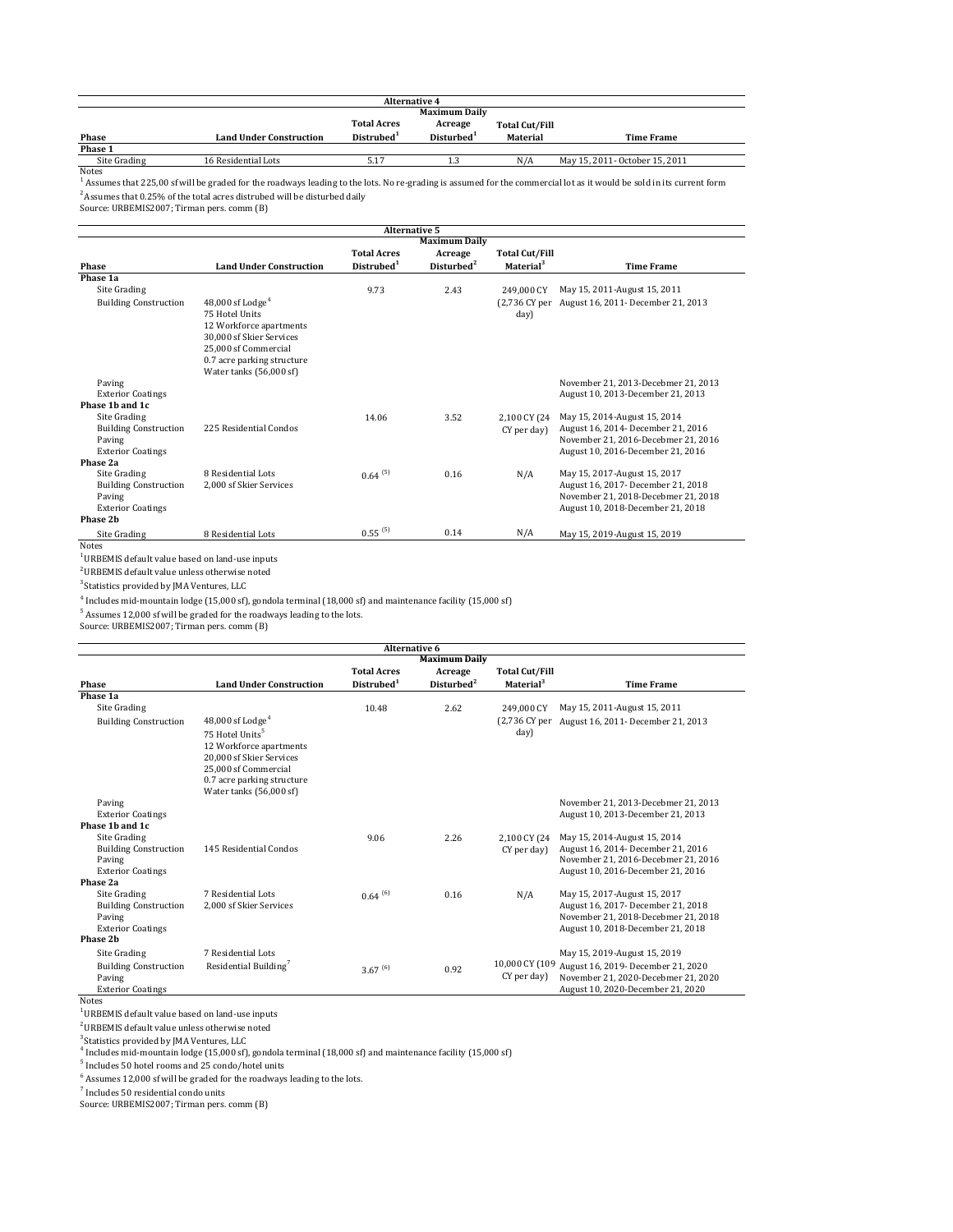**Alternative 4**

| Phase | Land Under Construction | Total Acres Distrubed[1] | Maximum Daily Acreage Disturbed[1] | Total Cut/Fill Material | Time Frame |
|---|---|---|---|---|---|
| **Phase 1** | | | | | |
| Site Grading | 16 Residential Lots | 5.17 | 1.3 | N/A | May 15, 2011- October 15, 2011 |

Notes

[1] Assumes that 225,00 sf will be graded for the roadways leading to the lots. No re-grading is assumed for the commercial lot as it would be sold in its current form

[2] Assumes that 0.25% of the total acres distrubed will be disturbed daily

Source: URBEMIS2007; Tirman pers. comm (B)

**Alternative 5**

| Phase | Land Under Construction | Total Acres Distrubed[1] | Maximum Daily Acreage Disturbed[2] | Total Cut/Fill Material[3] | Time Frame |
|---|---|---|---|---|---|
| **Phase 1a** | | | | | |
| Site Grading | | 9.73 | 2.43 | 249,000 CY | May 15, 2011-August 15, 2011 |
| Building Construction | 48,000 sf Lodge[4]<br>75 Hotel Units<br>12 Workforce apartments<br>30,000 sf Skier Services<br>25,000 sf Commercial<br>0.7 acre parking structure<br>Water tanks (56,000 sf) | | | (2,736 CY per day) | August 16, 2011- December 21, 2013 |
| Paving | | | | | November 21, 2013-Decebmer 21, 2013 |
| Exterior Coatings | | | | | August 10, 2013-December 21, 2013 |
| **Phase 1b and 1c** | | | | | |
| Site Grading | | 14.06 | 3.52 | 2,100 CY (24 CY per day) | May 15, 2014-August 15, 2014 |
| Building Construction | 225 Residential Condos | | | | August 16, 2014- December 21, 2016 |
| Paving | | | | | November 21, 2016-Decebmer 21, 2016 |
| Exterior Coatings | | | | | August 10, 2016-December 21, 2016 |
| **Phase 2a** | | | | | |
| Site Grading | 8 Residential Lots | 0.64 [5] | 0.16 | N/A | May 15, 2017-August 15, 2017 |
| Building Construction | 2,000 sf Skier Services | | | | August 16, 2017- December 21, 2018 |
| Paving | | | | | November 21, 2018-Decebmer 21, 2018 |
| Exterior Coatings | | | | | August 10, 2018-December 21, 2018 |
| **Phase 2b** | | | | | |
| Site Grading | 8 Residential Lots | 0.55 [5] | 0.14 | N/A | May 15, 2019-August 15, 2019 |

Notes

[1] URBEMIS default value based on land-use inputs

[2] URBEMIS default value unless otherwise noted

[3] Statistics provided by JMA Ventures, LLC

[4] Includes mid-mountain lodge (15,000 sf), gondola terminal (18,000 sf) and maintenance facility (15,000 sf)

[5] Assumes 12,000 sf will be graded for the roadways leading to the lots.

Source: URBEMIS2007; Tirman pers. comm (B)

**Alternative 6**

| Phase | Land Under Construction | Total Acres Distrubed[1] | Maximum Daily Acreage Disturbed[2] | Total Cut/Fill Material[3] | Time Frame |
|---|---|---|---|---|---|
| **Phase 1a** | | | | | |
| Site Grading | | 10.48 | 2.62 | 249,000 CY | May 15, 2011-August 15, 2011 |
| Building Construction | 48,000 sf Lodge[4]<br>75 Hotel Units[5]<br>12 Workforce apartments<br>20,000 sf Skier Services<br>25,000 sf Commercial<br>0.7 acre parking structure<br>Water tanks (56,000 sf) | | | (2,736 CY per day) | August 16, 2011- December 21, 2013 |
| Paving | | | | | November 21, 2013-Decebmer 21, 2013 |
| Exterior Coatings | | | | | August 10, 2013-December 21, 2013 |
| **Phase 1b and 1c** | | | | | |
| Site Grading | | 9.06 | 2.26 | 2,100 CY (24 CY per day) | May 15, 2014-August 15, 2014 |
| Building Construction | 145 Residential Condos | | | | August 16, 2014- December 21, 2016 |
| Paving | | | | | November 21, 2016-Decebmer 21, 2016 |
| Exterior Coatings | | | | | August 10, 2016-December 21, 2016 |
| **Phase 2a** | | | | | |
| Site Grading | 7 Residential Lots | 0.64 [6] | 0.16 | N/A | May 15, 2017-August 15, 2017 |
| Building Construction | 2,000 sf Skier Services | | | | August 16, 2017- December 21, 2018 |
| Paving | | | | | November 21, 2018-Decebmer 21, 2018 |
| Exterior Coatings | | | | | August 10, 2018-December 21, 2018 |
| **Phase 2b** | | | | | |
| Site Grading | 7 Residential Lots | | | | May 15, 2019-August 15, 2019 |
| Building Construction | Residential Building[7] | 3.67 [6] | 0.92 | 10,000 CY (109 CY per day) | August 16, 2019- December 21, 2020 |
| Paving | | | | | November 21, 2020-Decebmer 21, 2020 |
| Exterior Coatings | | | | | August 10, 2020-December 21, 2020 |

Notes

[1] URBEMIS default value based on land-use inputs

[2] URBEMIS default value unless otherwise noted

[3] Statistics provided by JMA Ventures, LLC

[4] Includes mid-mountain lodge (15,000 sf), gondola terminal (18,000 sf) and maintenance facility (15,000 sf)

[5] Includes 50 hotel rooms and 25 condo/hotel units

[6] Assumes 12,000 sf will be graded for the roadways leading to the lots.

[7] Includes 50 residential condo units

Source: URBEMIS2007; Tirman pers. comm (B)